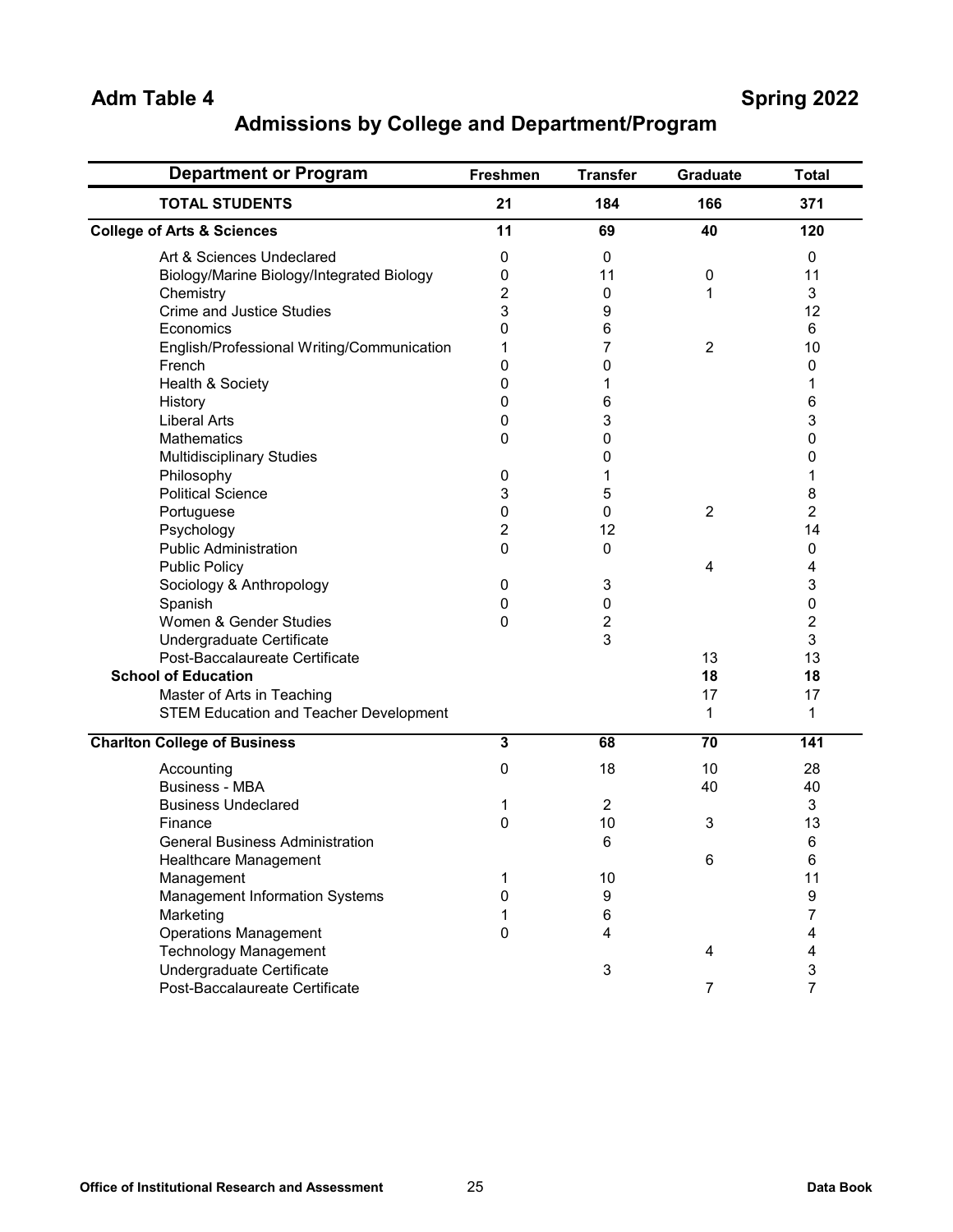Adm Table 4

Spring 2022

# Admissions by College and Department/Program

| Department or Program | Freshmen | Transfer | Graduate | Total |
|---|---|---|---|---|
| **TOTAL STUDENTS** | **21** | **184** | **166** | **371** |
| **College of Arts & Sciences** | **11** | **69** | **40** | **120** |
| Art & Sciences Undeclared | 0 | 0 | | 0 |
| Biology/Marine Biology/Integrated Biology | 0 | 11 | 0 | 11 |
| Chemistry | 2 | 0 | 1 | 3 |
| Crime and Justice Studies | 3 | 9 | | 12 |
| Economics | 0 | 6 | | 6 |
| English/Professional Writing/Communication | 1 | 7 | 2 | 10 |
| French | 0 | 0 | | 0 |
| Health & Society | 0 | 1 | | 1 |
| History | 0 | 6 | | 6 |
| Liberal Arts | 0 | 3 | | 3 |
| Mathematics | 0 | 0 | | 0 |
| Multidisciplinary Studies | | 0 | | 0 |
| Philosophy | 0 | 1 | | 1 |
| Political Science | 3 | 5 | | 8 |
| Portuguese | 0 | 0 | 2 | 2 |
| Psychology | 2 | 12 | | 14 |
| Public Administration | 0 | 0 | | 0 |
| Public Policy | | | 4 | 4 |
| Sociology & Anthropology | 0 | 3 | | 3 |
| Spanish | 0 | 0 | | 0 |
| Women & Gender Studies | 0 | 2 | | 2 |
| Undergraduate Certificate | | 3 | | 3 |
| Post-Baccalaureate Certificate | | | 13 | 13 |
| **School of Education** | | | **18** | **18** |
| Master of Arts in Teaching | | | 17 | 17 |
| STEM Education and Teacher Development | | | 1 | 1 |
| **Charlton College of Business** | **3** | **68** | **70** | **141** |
| Accounting | 0 | 18 | 10 | 28 |
| Business - MBA | | | 40 | 40 |
| Business Undeclared | 1 | 2 | | 3 |
| Finance | 0 | 10 | 3 | 13 |
| General Business Administration | | 6 | | 6 |
| Healthcare Management | | | 6 | 6 |
| Management | 1 | 10 | | 11 |
| Management Information Systems | 0 | 9 | | 9 |
| Marketing | 1 | 6 | | 7 |
| Operations Management | 0 | 4 | | 4 |
| Technology Management | | | 4 | 4 |
| Undergraduate Certificate | | 3 | | 3 |
| Post-Baccalaureate Certificate | | | 7 | 7 |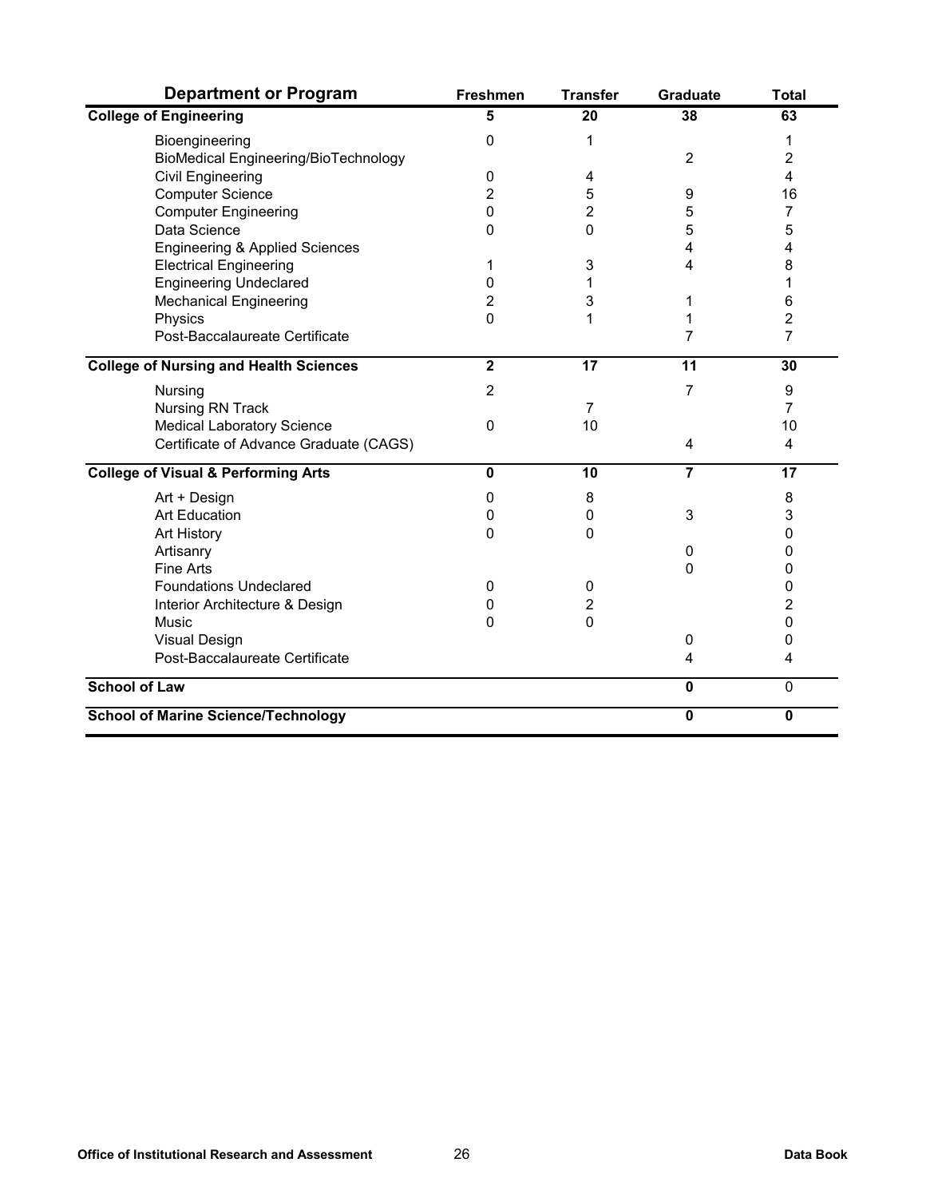| Department or Program | Freshmen | Transfer | Graduate | Total |
|---|---|---|---|---|
| **College of Engineering** | **5** | **20** | **38** | **63** |
| Bioengineering | 0 | 1 | | 1 |
| BioMedical Engineering/BioTechnology | | | 2 | 2 |
| Civil Engineering | 0 | 4 | | 4 |
| Computer Science | 2 | 5 | 9 | 16 |
| Computer Engineering | 0 | 2 | 5 | 7 |
| Data Science | 0 | 0 | 5 | 5 |
| Engineering & Applied Sciences | | | 4 | 4 |
| Electrical Engineering | 1 | 3 | 4 | 8 |
| Engineering Undeclared | 0 | 1 | | 1 |
| Mechanical Engineering | 2 | 3 | 1 | 6 |
| Physics | 0 | 1 | 1 | 2 |
| Post-Baccalaureate Certificate | | | 7 | 7 |
| **College of Nursing and Health Sciences** | **2** | **17** | **11** | **30** |
| Nursing | 2 | | 7 | 9 |
| Nursing RN Track | | 7 | | 7 |
| Medical Laboratory Science | 0 | 10 | | 10 |
| Certificate of Advance Graduate (CAGS) | | | 4 | 4 |
| **College of Visual & Performing Arts** | **0** | **10** | **7** | **17** |
| Art + Design | 0 | 8 | | 8 |
| Art Education | 0 | 0 | 3 | 3 |
| Art History | 0 | 0 | | 0 |
| Artisanry | | | 0 | 0 |
| Fine Arts | | | 0 | 0 |
| Foundations Undeclared | 0 | 0 | | 0 |
| Interior Architecture & Design | 0 | 2 | | 2 |
| Music | 0 | 0 | | 0 |
| Visual Design | | | 0 | 0 |
| Post-Baccalaureate Certificate | | | 4 | 4 |
| **School of Law** | | | **0** | 0 |
| **School of Marine Science/Technology** | | | **0** | **0** |

**Office of Institutional Research and Assessment** **Data Book**